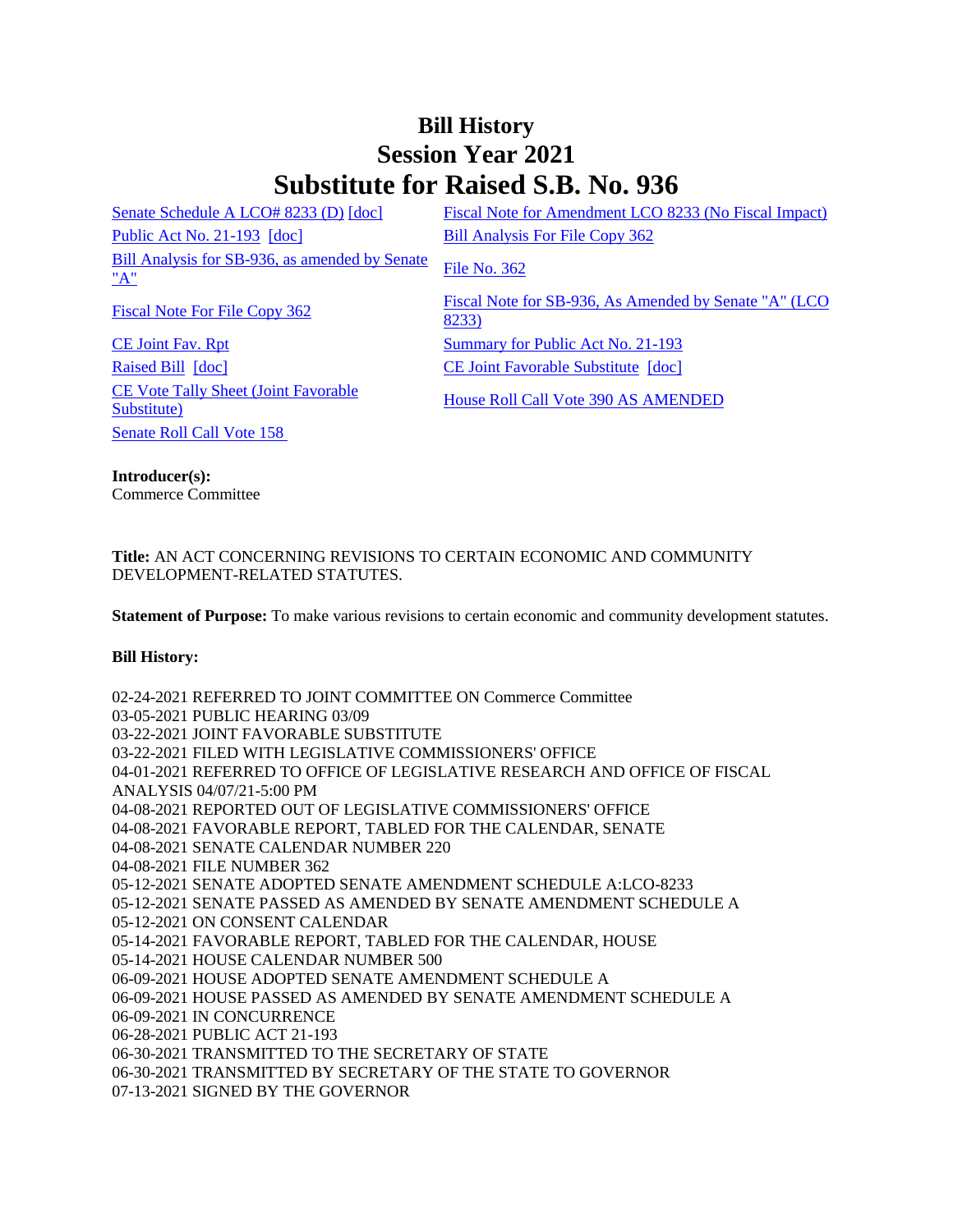# Bill History
# Session Year 2021
# Substitute for Raised S.B. No. 936

Senate Schedule A LCO# 8233 (D) [doc]
Fiscal Note for Amendment LCO 8233 (No Fiscal Impact)
Public Act No. 21-193 [doc]
Bill Analysis For File Copy 362
Bill Analysis for SB-936, as amended by Senate "A"
File No. 362
Fiscal Note For File Copy 362
Fiscal Note for SB-936, As Amended by Senate "A" (LCO 8233)
CE Joint Fav. Rpt
Summary for Public Act No. 21-193
Raised Bill [doc]
CE Joint Favorable Substitute [doc]
CE Vote Tally Sheet (Joint Favorable Substitute)
House Roll Call Vote 390 AS AMENDED
Senate Roll Call Vote 158

**Introducer(s):**
Commerce Committee

**Title:** AN ACT CONCERNING REVISIONS TO CERTAIN ECONOMIC AND COMMUNITY DEVELOPMENT-RELATED STATUTES.

**Statement of Purpose:** To make various revisions to certain economic and community development statutes.

**Bill History:**

02-24-2021 REFERRED TO JOINT COMMITTEE ON Commerce Committee
03-05-2021 PUBLIC HEARING 03/09
03-22-2021 JOINT FAVORABLE SUBSTITUTE
03-22-2021 FILED WITH LEGISLATIVE COMMISSIONERS' OFFICE
04-01-2021 REFERRED TO OFFICE OF LEGISLATIVE RESEARCH AND OFFICE OF FISCAL ANALYSIS 04/07/21-5:00 PM
04-08-2021 REPORTED OUT OF LEGISLATIVE COMMISSIONERS' OFFICE
04-08-2021 FAVORABLE REPORT, TABLED FOR THE CALENDAR, SENATE
04-08-2021 SENATE CALENDAR NUMBER 220
04-08-2021 FILE NUMBER 362
05-12-2021 SENATE ADOPTED SENATE AMENDMENT SCHEDULE A:LCO-8233
05-12-2021 SENATE PASSED AS AMENDED BY SENATE AMENDMENT SCHEDULE A
05-12-2021 ON CONSENT CALENDAR
05-14-2021 FAVORABLE REPORT, TABLED FOR THE CALENDAR, HOUSE
05-14-2021 HOUSE CALENDAR NUMBER 500
06-09-2021 HOUSE ADOPTED SENATE AMENDMENT SCHEDULE A
06-09-2021 HOUSE PASSED AS AMENDED BY SENATE AMENDMENT SCHEDULE A
06-09-2021 IN CONCURRENCE
06-28-2021 PUBLIC ACT 21-193
06-30-2021 TRANSMITTED TO THE SECRETARY OF STATE
06-30-2021 TRANSMITTED BY SECRETARY OF THE STATE TO GOVERNOR
07-13-2021 SIGNED BY THE GOVERNOR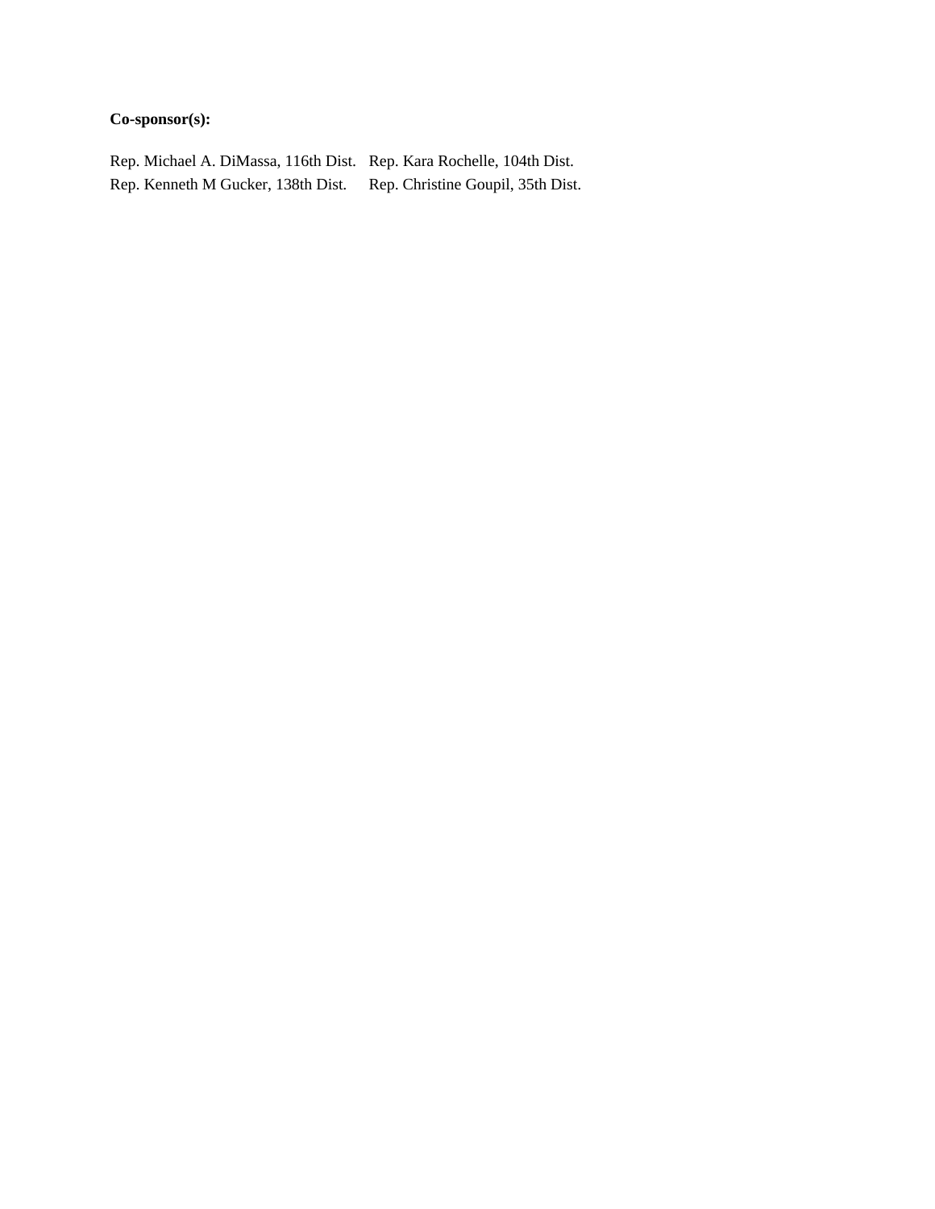**Co-sponsor(s):**

Rep. Michael A. DiMassa, 116th Dist.

Rep. Kenneth M Gucker, 138th Dist.

Rep. Kara Rochelle, 104th Dist.

Rep. Christine Goupil, 35th Dist.